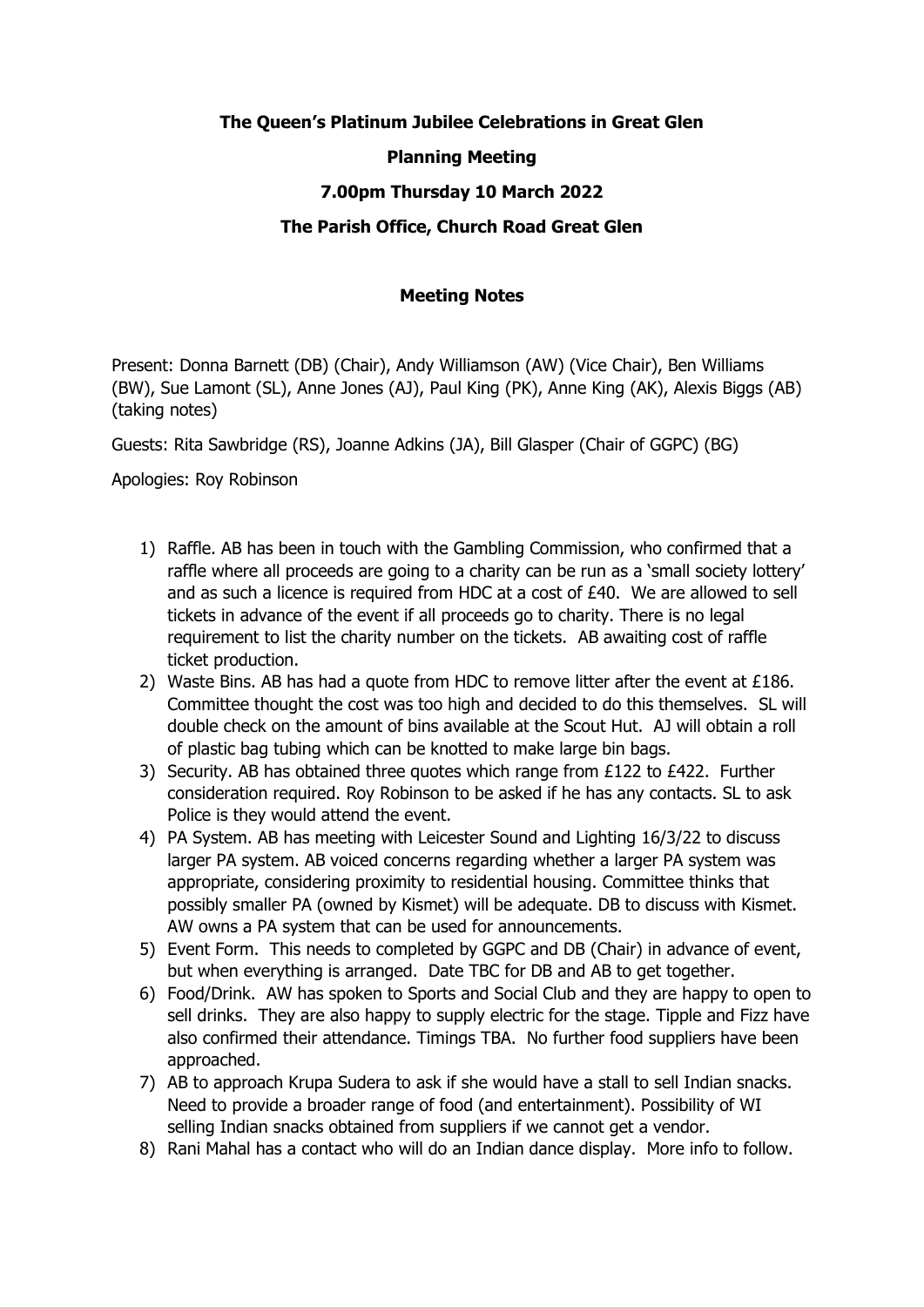**The Queen's Platinum Jubilee Celebrations in Great Glen**

**Planning Meeting**

**7.00pm Thursday 10 March 2022**

**The Parish Office, Church Road Great Glen**

**Meeting Notes**

Present: Donna Barnett (DB) (Chair), Andy Williamson (AW) (Vice Chair), Ben Williams (BW), Sue Lamont (SL), Anne Jones (AJ), Paul King (PK), Anne King (AK), Alexis Biggs (AB) (taking notes)

Guests: Rita Sawbridge (RS), Joanne Adkins (JA), Bill Glasper (Chair of GGPC) (BG)

Apologies: Roy Robinson

1) Raffle. AB has been in touch with the Gambling Commission, who confirmed that a raffle where all proceeds are going to a charity can be run as a 'small society lottery' and as such a licence is required from HDC at a cost of £40. We are allowed to sell tickets in advance of the event if all proceeds go to charity. There is no legal requirement to list the charity number on the tickets. AB awaiting cost of raffle ticket production.
2) Waste Bins. AB has had a quote from HDC to remove litter after the event at £186. Committee thought the cost was too high and decided to do this themselves. SL will double check on the amount of bins available at the Scout Hut. AJ will obtain a roll of plastic bag tubing which can be knotted to make large bin bags.
3) Security. AB has obtained three quotes which range from £122 to £422. Further consideration required. Roy Robinson to be asked if he has any contacts. SL to ask Police is they would attend the event.
4) PA System. AB has meeting with Leicester Sound and Lighting 16/3/22 to discuss larger PA system. AB voiced concerns regarding whether a larger PA system was appropriate, considering proximity to residential housing. Committee thinks that possibly smaller PA (owned by Kismet) will be adequate. DB to discuss with Kismet. AW owns a PA system that can be used for announcements.
5) Event Form. This needs to completed by GGPC and DB (Chair) in advance of event, but when everything is arranged. Date TBC for DB and AB to get together.
6) Food/Drink. AW has spoken to Sports and Social Club and they are happy to open to sell drinks. They are also happy to supply electric for the stage. Tipple and Fizz have also confirmed their attendance. Timings TBA. No further food suppliers have been approached.
7) AB to approach Krupa Sudera to ask if she would have a stall to sell Indian snacks. Need to provide a broader range of food (and entertainment). Possibility of WI selling Indian snacks obtained from suppliers if we cannot get a vendor.
8) Rani Mahal has a contact who will do an Indian dance display. More info to follow.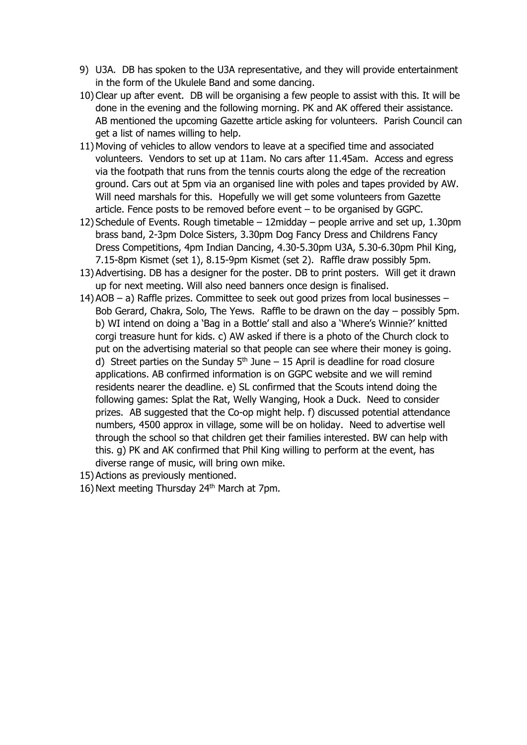9) U3A. DB has spoken to the U3A representative, and they will provide entertainment in the form of the Ukulele Band and some dancing.
10) Clear up after event. DB will be organising a few people to assist with this. It will be done in the evening and the following morning. PK and AK offered their assistance. AB mentioned the upcoming Gazette article asking for volunteers. Parish Council can get a list of names willing to help.
11) Moving of vehicles to allow vendors to leave at a specified time and associated volunteers. Vendors to set up at 11am. No cars after 11.45am. Access and egress via the footpath that runs from the tennis courts along the edge of the recreation ground. Cars out at 5pm via an organised line with poles and tapes provided by AW. Will need marshals for this. Hopefully we will get some volunteers from Gazette article. Fence posts to be removed before event – to be organised by GGPC.
12) Schedule of Events. Rough timetable – 12midday – people arrive and set up, 1.30pm brass band, 2-3pm Dolce Sisters, 3.30pm Dog Fancy Dress and Childrens Fancy Dress Competitions, 4pm Indian Dancing, 4.30-5.30pm U3A, 5.30-6.30pm Phil King, 7.15-8pm Kismet (set 1), 8.15-9pm Kismet (set 2). Raffle draw possibly 5pm.
13) Advertising. DB has a designer for the poster. DB to print posters. Will get it drawn up for next meeting. Will also need banners once design is finalised.
14) AOB – a) Raffle prizes. Committee to seek out good prizes from local businesses – Bob Gerard, Chakra, Solo, The Yews. Raffle to be drawn on the day – possibly 5pm. b) WI intend on doing a 'Bag in a Bottle' stall and also a 'Where's Winnie?' knitted corgi treasure hunt for kids. c) AW asked if there is a photo of the Church clock to put on the advertising material so that people can see where their money is going. d) Street parties on the Sunday 5th June – 15 April is deadline for road closure applications. AB confirmed information is on GGPC website and we will remind residents nearer the deadline. e) SL confirmed that the Scouts intend doing the following games: Splat the Rat, Welly Wanging, Hook a Duck. Need to consider prizes. AB suggested that the Co-op might help. f) discussed potential attendance numbers, 4500 approx in village, some will be on holiday. Need to advertise well through the school so that children get their families interested. BW can help with this. g) PK and AK confirmed that Phil King willing to perform at the event, has diverse range of music, will bring own mike.
15) Actions as previously mentioned.
16) Next meeting Thursday 24th March at 7pm.